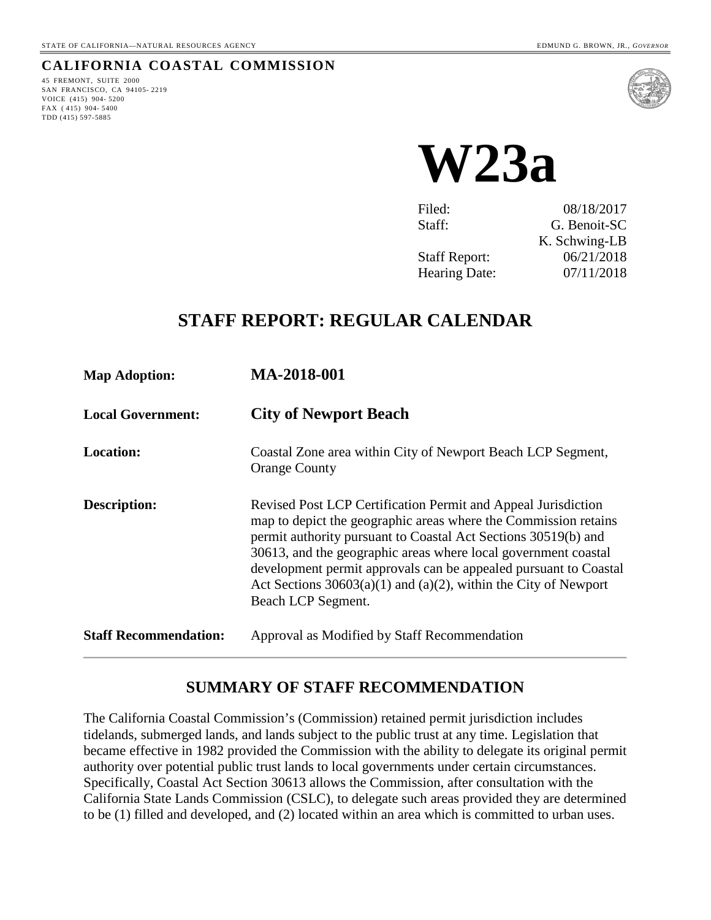STATE OF CALIFORNIA—NATURAL RESOURCES AGENCY EDMUND G. BROWN, JR., *GOVERNOR*

**CALIFORNIA COASTAL COMMISSION**

45 FREMONT, SUITE 2000
SAN FRANCISCO, CA 94105-2219
VOICE (415) 904-5200
FAX (415) 904-5400
TDD (415) 597-5885

# W23a

| | |
|---|---|
| Filed: | 08/18/2017 |
| Staff: | G. Benoit-SC |
| | K. Schwing-LB |
| Staff Report: | 06/21/2018 |
| Hearing Date: | 07/11/2018 |

## STAFF REPORT: REGULAR CALENDAR

**Map Adoption:** **MA-2018-001**

**Local Government:** **City of Newport Beach**

**Location:** Coastal Zone area within City of Newport Beach LCP Segment, Orange County

**Description:** Revised Post LCP Certification Permit and Appeal Jurisdiction map to depict the geographic areas where the Commission retains permit authority pursuant to Coastal Act Sections 30519(b) and 30613, and the geographic areas where local government coastal development permit approvals can be appealed pursuant to Coastal Act Sections 30603(a)(1) and (a)(2), within the City of Newport Beach LCP Segment.

**Staff Recommendation:** Approval as Modified by Staff Recommendation

## SUMMARY OF STAFF RECOMMENDATION

The California Coastal Commission's (Commission) retained permit jurisdiction includes tidelands, submerged lands, and lands subject to the public trust at any time. Legislation that became effective in 1982 provided the Commission with the ability to delegate its original permit authority over potential public trust lands to local governments under certain circumstances. Specifically, Coastal Act Section 30613 allows the Commission, after consultation with the California State Lands Commission (CSLC), to delegate such areas provided they are determined to be (1) filled and developed, and (2) located within an area which is committed to urban uses.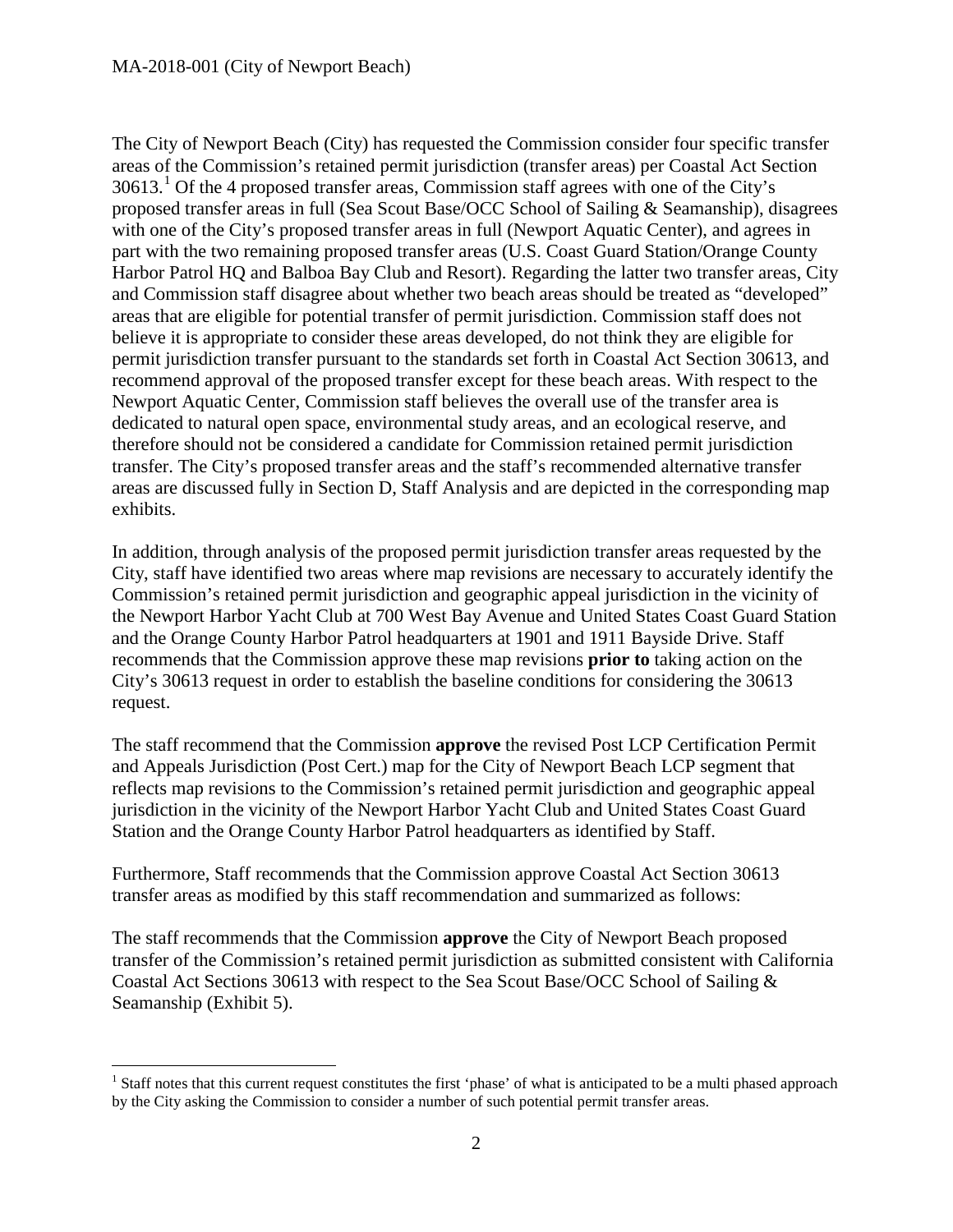The City of Newport Beach (City) has requested the Commission consider four specific transfer areas of the Commission's retained permit jurisdiction (transfer areas) per Coastal Act Section 30613.[1] Of the 4 proposed transfer areas, Commission staff agrees with one of the City's proposed transfer areas in full (Sea Scout Base/OCC School of Sailing & Seamanship), disagrees with one of the City's proposed transfer areas in full (Newport Aquatic Center), and agrees in part with the two remaining proposed transfer areas (U.S. Coast Guard Station/Orange County Harbor Patrol HQ and Balboa Bay Club and Resort). Regarding the latter two transfer areas, City and Commission staff disagree about whether two beach areas should be treated as "developed" areas that are eligible for potential transfer of permit jurisdiction. Commission staff does not believe it is appropriate to consider these areas developed, do not think they are eligible for permit jurisdiction transfer pursuant to the standards set forth in Coastal Act Section 30613, and recommend approval of the proposed transfer except for these beach areas. With respect to the Newport Aquatic Center, Commission staff believes the overall use of the transfer area is dedicated to natural open space, environmental study areas, and an ecological reserve, and therefore should not be considered a candidate for Commission retained permit jurisdiction transfer. The City's proposed transfer areas and the staff's recommended alternative transfer areas are discussed fully in Section D, Staff Analysis and are depicted in the corresponding map exhibits.

In addition, through analysis of the proposed permit jurisdiction transfer areas requested by the City, staff have identified two areas where map revisions are necessary to accurately identify the Commission's retained permit jurisdiction and geographic appeal jurisdiction in the vicinity of the Newport Harbor Yacht Club at 700 West Bay Avenue and United States Coast Guard Station and the Orange County Harbor Patrol headquarters at 1901 and 1911 Bayside Drive. Staff recommends that the Commission approve these map revisions **prior to** taking action on the City's 30613 request in order to establish the baseline conditions for considering the 30613 request.

The staff recommend that the Commission **approve** the revised Post LCP Certification Permit and Appeals Jurisdiction (Post Cert.) map for the City of Newport Beach LCP segment that reflects map revisions to the Commission's retained permit jurisdiction and geographic appeal jurisdiction in the vicinity of the Newport Harbor Yacht Club and United States Coast Guard Station and the Orange County Harbor Patrol headquarters as identified by Staff.

Furthermore, Staff recommends that the Commission approve Coastal Act Section 30613 transfer areas as modified by this staff recommendation and summarized as follows:

The staff recommends that the Commission **approve** the City of Newport Beach proposed transfer of the Commission's retained permit jurisdiction as submitted consistent with California Coastal Act Sections 30613 with respect to the Sea Scout Base/OCC School of Sailing & Seamanship (Exhibit 5).

[1] Staff notes that this current request constitutes the first 'phase' of what is anticipated to be a multi phased approach by the City asking the Commission to consider a number of such potential permit transfer areas.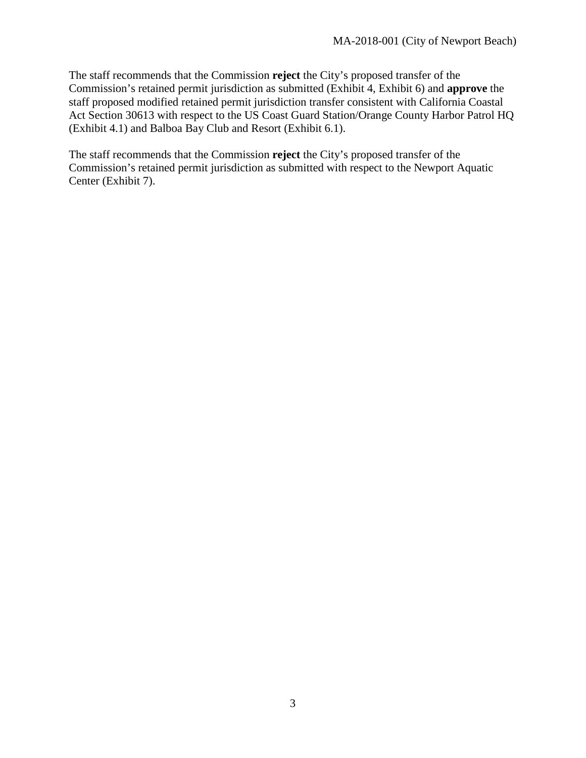The staff recommends that the Commission **reject** the City's proposed transfer of the Commission's retained permit jurisdiction as submitted (Exhibit 4, Exhibit 6) and **approve** the staff proposed modified retained permit jurisdiction transfer consistent with California Coastal Act Section 30613 with respect to the US Coast Guard Station/Orange County Harbor Patrol HQ (Exhibit 4.1) and Balboa Bay Club and Resort (Exhibit 6.1).

The staff recommends that the Commission **reject** the City's proposed transfer of the Commission's retained permit jurisdiction as submitted with respect to the Newport Aquatic Center (Exhibit 7).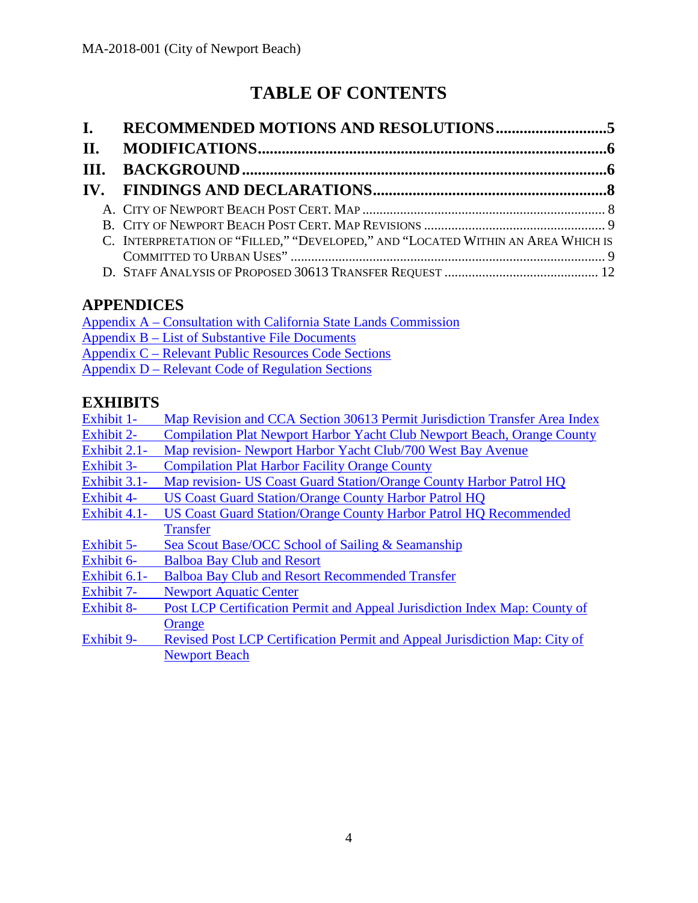# TABLE OF CONTENTS

**I. RECOMMENDED MOTIONS AND RESOLUTIONS ........................... 5**

**II. MODIFICATIONS ........................................................................... 6**

**III. BACKGROUND ............................................................................. 6**

**IV. FINDINGS AND DECLARATIONS ................................................ 8**

A. CITY OF NEWPORT BEACH POST CERT. MAP ........................................................ 8

B. CITY OF NEWPORT BEACH POST CERT. MAP REVISIONS ........................................ 9

C. INTERPRETATION OF "FILLED," "DEVELOPED," AND "LOCATED WITHIN AN AREA WHICH IS COMMITTED TO URBAN USES" ........................................................................ 9

D. STAFF ANALYSIS OF PROPOSED 30613 TRANSFER REQUEST .......................................... 12

## APPENDICES

Appendix A – Consultation with California State Lands Commission
Appendix B – List of Substantive File Documents
Appendix C – Relevant Public Resources Code Sections
Appendix D – Relevant Code of Regulation Sections

## EXHIBITS

Exhibit 1- Map Revision and CCA Section 30613 Permit Jurisdiction Transfer Area Index
Exhibit 2- Compilation Plat Newport Harbor Yacht Club Newport Beach, Orange County
Exhibit 2.1- Map revision- Newport Harbor Yacht Club/700 West Bay Avenue
Exhibit 3- Compilation Plat Harbor Facility Orange County
Exhibit 3.1- Map revision- US Coast Guard Station/Orange County Harbor Patrol HQ
Exhibit 4- US Coast Guard Station/Orange County Harbor Patrol HQ
Exhibit 4.1- US Coast Guard Station/Orange County Harbor Patrol HQ Recommended Transfer
Exhibit 5- Sea Scout Base/OCC School of Sailing & Seamanship
Exhibit 6- Balboa Bay Club and Resort
Exhibit 6.1- Balboa Bay Club and Resort Recommended Transfer
Exhibit 7- Newport Aquatic Center
Exhibit 8- Post LCP Certification Permit and Appeal Jurisdiction Index Map: County of Orange
Exhibit 9- Revised Post LCP Certification Permit and Appeal Jurisdiction Map: City of Newport Beach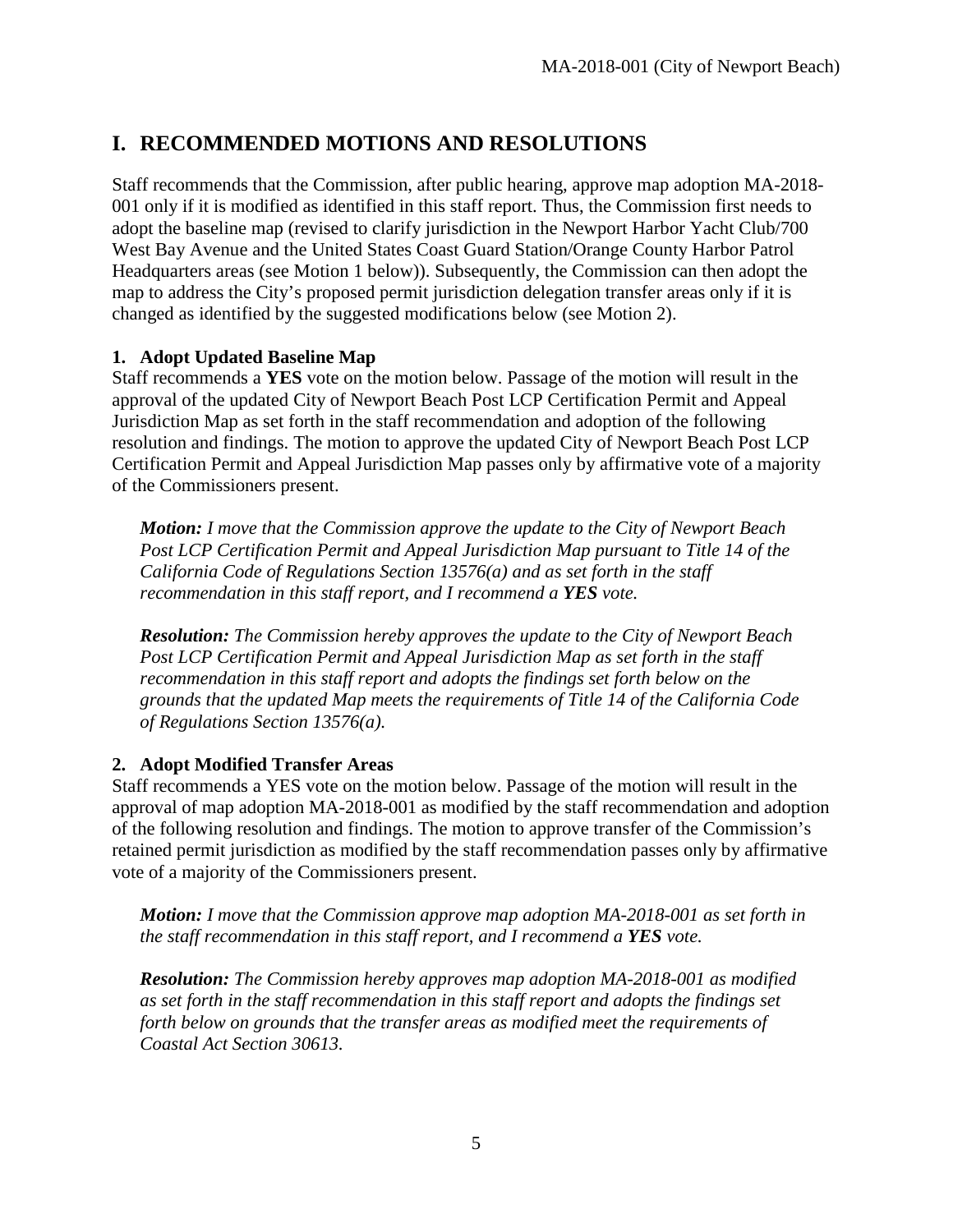# I. RECOMMENDED MOTIONS AND RESOLUTIONS

Staff recommends that the Commission, after public hearing, approve map adoption MA-2018-001 only if it is modified as identified in this staff report. Thus, the Commission first needs to adopt the baseline map (revised to clarify jurisdiction in the Newport Harbor Yacht Club/700 West Bay Avenue and the United States Coast Guard Station/Orange County Harbor Patrol Headquarters areas (see Motion 1 below)). Subsequently, the Commission can then adopt the map to address the City's proposed permit jurisdiction delegation transfer areas only if it is changed as identified by the suggested modifications below (see Motion 2).

### 1. Adopt Updated Baseline Map

Staff recommends a **YES** vote on the motion below. Passage of the motion will result in the approval of the updated City of Newport Beach Post LCP Certification Permit and Appeal Jurisdiction Map as set forth in the staff recommendation and adoption of the following resolution and findings. The motion to approve the updated City of Newport Beach Post LCP Certification Permit and Appeal Jurisdiction Map passes only by affirmative vote of a majority of the Commissioners present.

> ***Motion:*** *I move that the Commission approve the update to the City of Newport Beach Post LCP Certification Permit and Appeal Jurisdiction Map pursuant to Title 14 of the California Code of Regulations Section 13576(a) and as set forth in the staff recommendation in this staff report, and I recommend a* ***YES*** *vote.*
>
> ***Resolution:*** *The Commission hereby approves the update to the City of Newport Beach Post LCP Certification Permit and Appeal Jurisdiction Map as set forth in the staff recommendation in this staff report and adopts the findings set forth below on the grounds that the updated Map meets the requirements of Title 14 of the California Code of Regulations Section 13576(a).*

### 2. Adopt Modified Transfer Areas

Staff recommends a YES vote on the motion below. Passage of the motion will result in the approval of map adoption MA-2018-001 as modified by the staff recommendation and adoption of the following resolution and findings. The motion to approve transfer of the Commission's retained permit jurisdiction as modified by the staff recommendation passes only by affirmative vote of a majority of the Commissioners present.

> ***Motion:*** *I move that the Commission approve map adoption MA-2018-001 as set forth in the staff recommendation in this staff report, and I recommend a* ***YES*** *vote.*
>
> ***Resolution:*** *The Commission hereby approves map adoption MA-2018-001 as modified as set forth in the staff recommendation in this staff report and adopts the findings set forth below on grounds that the transfer areas as modified meet the requirements of Coastal Act Section 30613.*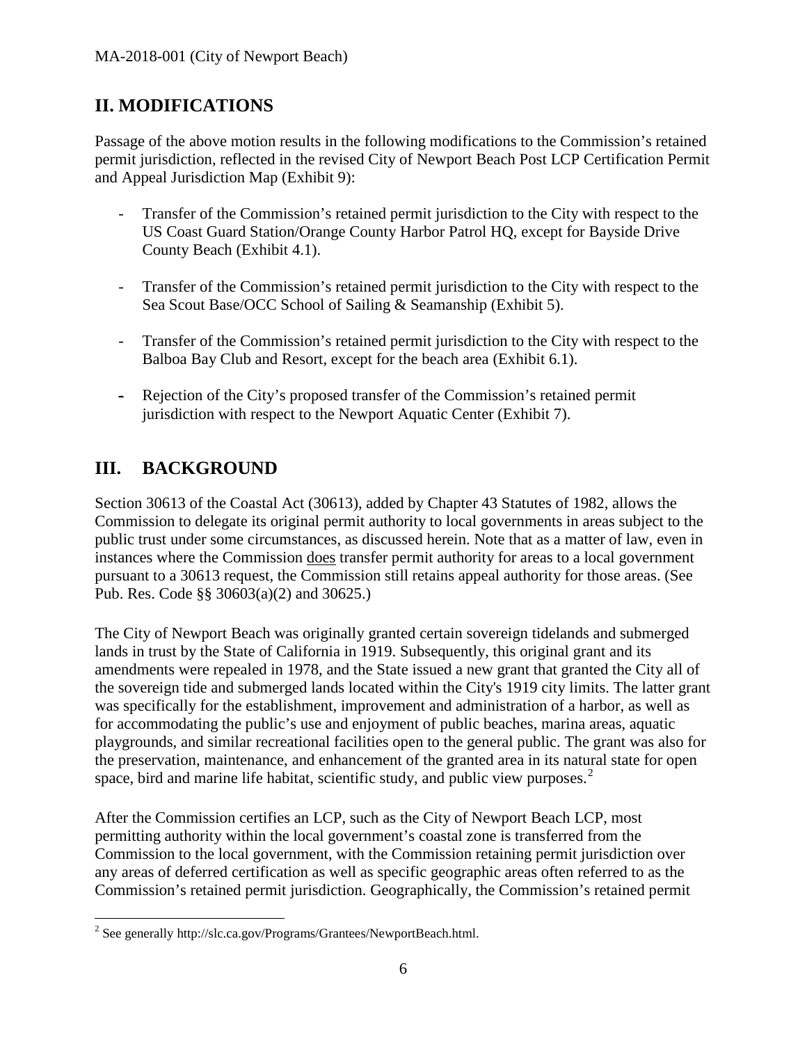## II. MODIFICATIONS

Passage of the above motion results in the following modifications to the Commission's retained permit jurisdiction, reflected in the revised City of Newport Beach Post LCP Certification Permit and Appeal Jurisdiction Map (Exhibit 9):

- Transfer of the Commission's retained permit jurisdiction to the City with respect to the US Coast Guard Station/Orange County Harbor Patrol HQ, except for Bayside Drive County Beach (Exhibit 4.1).

- Transfer of the Commission's retained permit jurisdiction to the City with respect to the Sea Scout Base/OCC School of Sailing & Seamanship (Exhibit 5).

- Transfer of the Commission's retained permit jurisdiction to the City with respect to the Balboa Bay Club and Resort, except for the beach area (Exhibit 6.1).

- Rejection of the City's proposed transfer of the Commission's retained permit jurisdiction with respect to the Newport Aquatic Center (Exhibit 7).

## III. BACKGROUND

Section 30613 of the Coastal Act (30613), added by Chapter 43 Statutes of 1982, allows the Commission to delegate its original permit authority to local governments in areas subject to the public trust under some circumstances, as discussed herein. Note that as a matter of law, even in instances where the Commission does transfer permit authority for areas to a local government pursuant to a 30613 request, the Commission still retains appeal authority for those areas. (See Pub. Res. Code §§ 30603(a)(2) and 30625.)

The City of Newport Beach was originally granted certain sovereign tidelands and submerged lands in trust by the State of California in 1919. Subsequently, this original grant and its amendments were repealed in 1978, and the State issued a new grant that granted the City all of the sovereign tide and submerged lands located within the City's 1919 city limits. The latter grant was specifically for the establishment, improvement and administration of a harbor, as well as for accommodating the public's use and enjoyment of public beaches, marina areas, aquatic playgrounds, and similar recreational facilities open to the general public. The grant was also for the preservation, maintenance, and enhancement of the granted area in its natural state for open space, bird and marine life habitat, scientific study, and public view purposes.[2]

After the Commission certifies an LCP, such as the City of Newport Beach LCP, most permitting authority within the local government's coastal zone is transferred from the Commission to the local government, with the Commission retaining permit jurisdiction over any areas of deferred certification as well as specific geographic areas often referred to as the Commission's retained permit jurisdiction. Geographically, the Commission's retained permit

[2] See generally http://slc.ca.gov/Programs/Grantees/NewportBeach.html.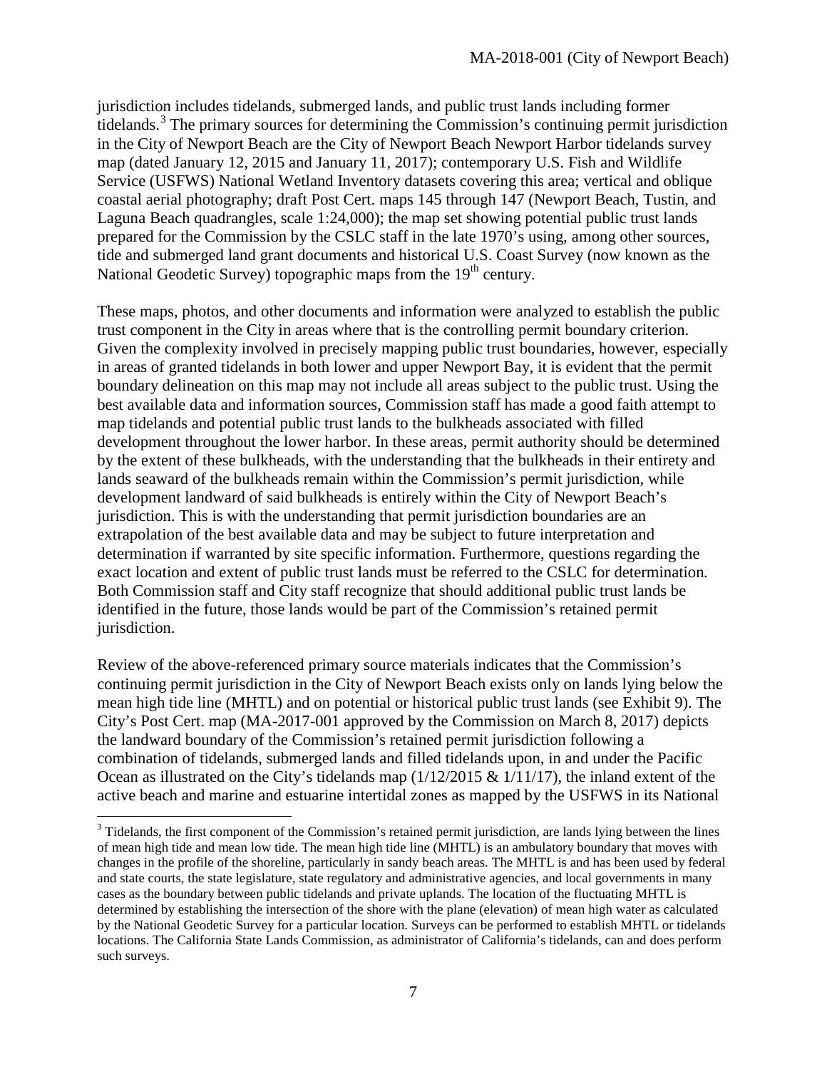jurisdiction includes tidelands, submerged lands, and public trust lands including former tidelands.[3] The primary sources for determining the Commission's continuing permit jurisdiction in the City of Newport Beach are the City of Newport Beach Newport Harbor tidelands survey map (dated January 12, 2015 and January 11, 2017); contemporary U.S. Fish and Wildlife Service (USFWS) National Wetland Inventory datasets covering this area; vertical and oblique coastal aerial photography; draft Post Cert. maps 145 through 147 (Newport Beach, Tustin, and Laguna Beach quadrangles, scale 1:24,000); the map set showing potential public trust lands prepared for the Commission by the CSLC staff in the late 1970's using, among other sources, tide and submerged land grant documents and historical U.S. Coast Survey (now known as the National Geodetic Survey) topographic maps from the 19th century.

These maps, photos, and other documents and information were analyzed to establish the public trust component in the City in areas where that is the controlling permit boundary criterion. Given the complexity involved in precisely mapping public trust boundaries, however, especially in areas of granted tidelands in both lower and upper Newport Bay, it is evident that the permit boundary delineation on this map may not include all areas subject to the public trust. Using the best available data and information sources, Commission staff has made a good faith attempt to map tidelands and potential public trust lands to the bulkheads associated with filled development throughout the lower harbor. In these areas, permit authority should be determined by the extent of these bulkheads, with the understanding that the bulkheads in their entirety and lands seaward of the bulkheads remain within the Commission's permit jurisdiction, while development landward of said bulkheads is entirely within the City of Newport Beach's jurisdiction. This is with the understanding that permit jurisdiction boundaries are an extrapolation of the best available data and may be subject to future interpretation and determination if warranted by site specific information. Furthermore, questions regarding the exact location and extent of public trust lands must be referred to the CSLC for determination. Both Commission staff and City staff recognize that should additional public trust lands be identified in the future, those lands would be part of the Commission's retained permit jurisdiction.

Review of the above-referenced primary source materials indicates that the Commission's continuing permit jurisdiction in the City of Newport Beach exists only on lands lying below the mean high tide line (MHTL) and on potential or historical public trust lands (see Exhibit 9). The City's Post Cert. map (MA-2017-001 approved by the Commission on March 8, 2017) depicts the landward boundary of the Commission's retained permit jurisdiction following a combination of tidelands, submerged lands and filled tidelands upon, in and under the Pacific Ocean as illustrated on the City's tidelands map (1/12/2015 & 1/11/17), the inland extent of the active beach and marine and estuarine intertidal zones as mapped by the USFWS in its National

[3] Tidelands, the first component of the Commission's retained permit jurisdiction, are lands lying between the lines of mean high tide and mean low tide. The mean high tide line (MHTL) is an ambulatory boundary that moves with changes in the profile of the shoreline, particularly in sandy beach areas. The MHTL is and has been used by federal and state courts, the state legislature, state regulatory and administrative agencies, and local governments in many cases as the boundary between public tidelands and private uplands. The location of the fluctuating MHTL is determined by establishing the intersection of the shore with the plane (elevation) of mean high water as calculated by the National Geodetic Survey for a particular location. Surveys can be performed to establish MHTL or tidelands locations. The California State Lands Commission, as administrator of California's tidelands, can and does perform such surveys.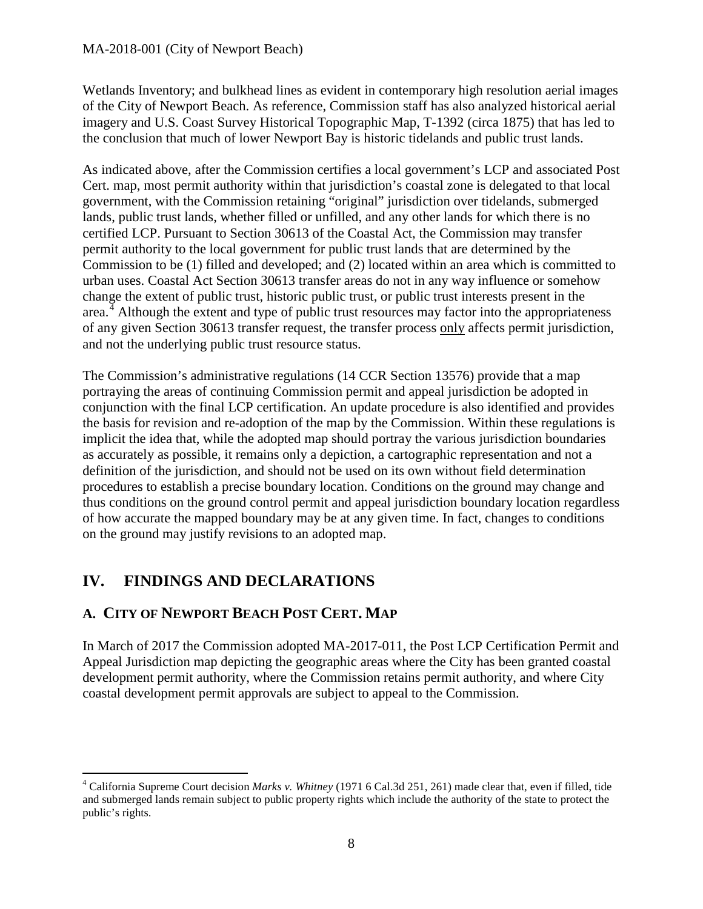Wetlands Inventory; and bulkhead lines as evident in contemporary high resolution aerial images of the City of Newport Beach. As reference, Commission staff has also analyzed historical aerial imagery and U.S. Coast Survey Historical Topographic Map, T-1392 (circa 1875) that has led to the conclusion that much of lower Newport Bay is historic tidelands and public trust lands.

As indicated above, after the Commission certifies a local government's LCP and associated Post Cert. map, most permit authority within that jurisdiction's coastal zone is delegated to that local government, with the Commission retaining "original" jurisdiction over tidelands, submerged lands, public trust lands, whether filled or unfilled, and any other lands for which there is no certified LCP. Pursuant to Section 30613 of the Coastal Act, the Commission may transfer permit authority to the local government for public trust lands that are determined by the Commission to be (1) filled and developed; and (2) located within an area which is committed to urban uses. Coastal Act Section 30613 transfer areas do not in any way influence or somehow change the extent of public trust, historic public trust, or public trust interests present in the area.[4] Although the extent and type of public trust resources may factor into the appropriateness of any given Section 30613 transfer request, the transfer process only affects permit jurisdiction, and not the underlying public trust resource status.

The Commission's administrative regulations (14 CCR Section 13576) provide that a map portraying the areas of continuing Commission permit and appeal jurisdiction be adopted in conjunction with the final LCP certification. An update procedure is also identified and provides the basis for revision and re-adoption of the map by the Commission. Within these regulations is implicit the idea that, while the adopted map should portray the various jurisdiction boundaries as accurately as possible, it remains only a depiction, a cartographic representation and not a definition of the jurisdiction, and should not be used on its own without field determination procedures to establish a precise boundary location. Conditions on the ground may change and thus conditions on the ground control permit and appeal jurisdiction boundary location regardless of how accurate the mapped boundary may be at any given time. In fact, changes to conditions on the ground may justify revisions to an adopted map.

# IV. FINDINGS AND DECLARATIONS

## A. CITY OF NEWPORT BEACH POST CERT. MAP

In March of 2017 the Commission adopted MA-2017-011, the Post LCP Certification Permit and Appeal Jurisdiction map depicting the geographic areas where the City has been granted coastal development permit authority, where the Commission retains permit authority, and where City coastal development permit approvals are subject to appeal to the Commission.

[4] California Supreme Court decision *Marks v. Whitney* (1971 6 Cal.3d 251, 261) made clear that, even if filled, tide and submerged lands remain subject to public property rights which include the authority of the state to protect the public's rights.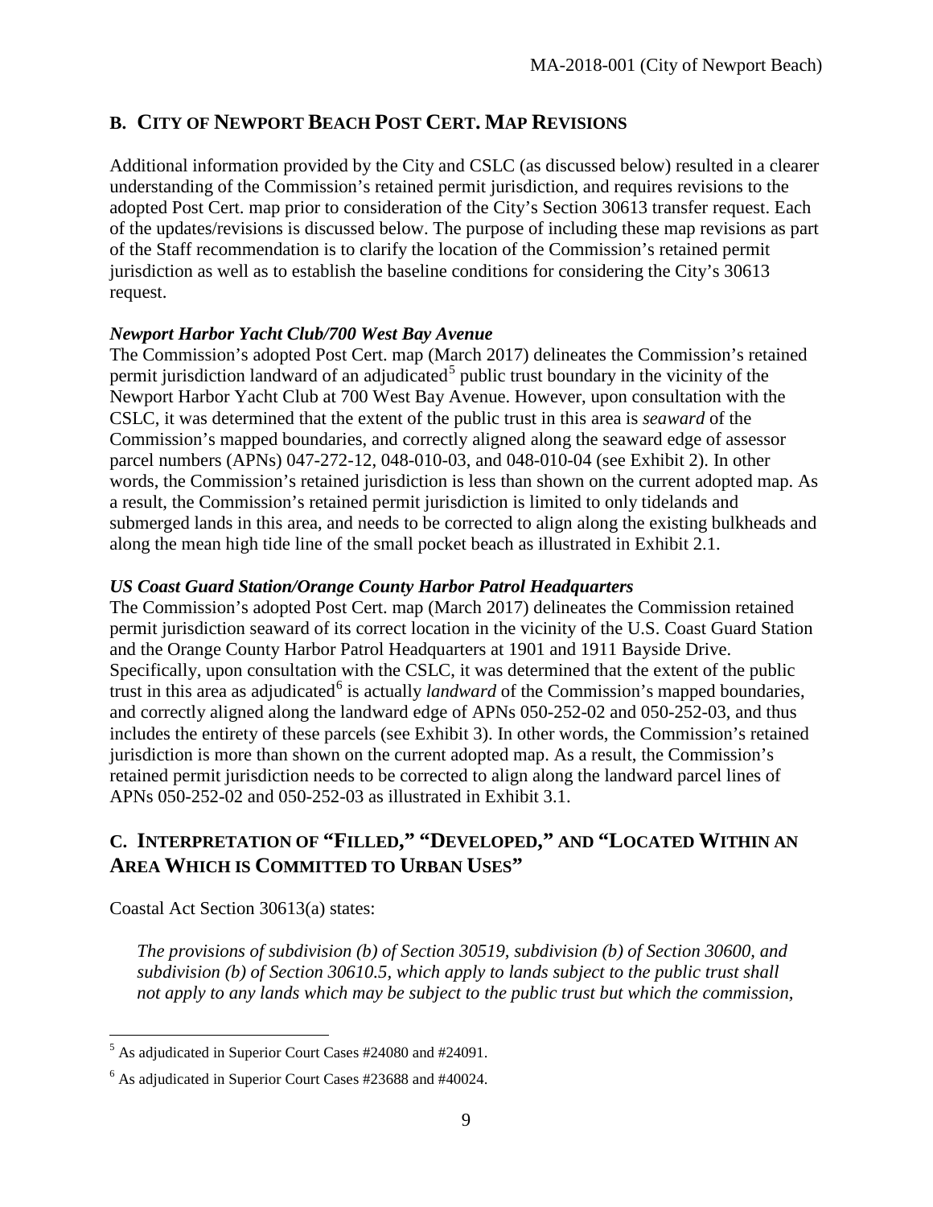## B. CITY OF NEWPORT BEACH POST CERT. MAP REVISIONS

Additional information provided by the City and CSLC (as discussed below) resulted in a clearer understanding of the Commission's retained permit jurisdiction, and requires revisions to the adopted Post Cert. map prior to consideration of the City's Section 30613 transfer request. Each of the updates/revisions is discussed below. The purpose of including these map revisions as part of the Staff recommendation is to clarify the location of the Commission's retained permit jurisdiction as well as to establish the baseline conditions for considering the City's 30613 request.

***Newport Harbor Yacht Club/700 West Bay Avenue***

The Commission's adopted Post Cert. map (March 2017) delineates the Commission's retained permit jurisdiction landward of an adjudicated[5] public trust boundary in the vicinity of the Newport Harbor Yacht Club at 700 West Bay Avenue. However, upon consultation with the CSLC, it was determined that the extent of the public trust in this area is *seaward* of the Commission's mapped boundaries, and correctly aligned along the seaward edge of assessor parcel numbers (APNs) 047-272-12, 048-010-03, and 048-010-04 (see Exhibit 2). In other words, the Commission's retained jurisdiction is less than shown on the current adopted map. As a result, the Commission's retained permit jurisdiction is limited to only tidelands and submerged lands in this area, and needs to be corrected to align along the existing bulkheads and along the mean high tide line of the small pocket beach as illustrated in Exhibit 2.1.

***US Coast Guard Station/Orange County Harbor Patrol Headquarters***

The Commission's adopted Post Cert. map (March 2017) delineates the Commission retained permit jurisdiction seaward of its correct location in the vicinity of the U.S. Coast Guard Station and the Orange County Harbor Patrol Headquarters at 1901 and 1911 Bayside Drive. Specifically, upon consultation with the CSLC, it was determined that the extent of the public trust in this area as adjudicated[6] is actually *landward* of the Commission's mapped boundaries, and correctly aligned along the landward edge of APNs 050-252-02 and 050-252-03, and thus includes the entirety of these parcels (see Exhibit 3). In other words, the Commission's retained jurisdiction is more than shown on the current adopted map. As a result, the Commission's retained permit jurisdiction needs to be corrected to align along the landward parcel lines of APNs 050-252-02 and 050-252-03 as illustrated in Exhibit 3.1.

## C. INTERPRETATION OF "FILLED," "DEVELOPED," AND "LOCATED WITHIN AN AREA WHICH IS COMMITTED TO URBAN USES"

Coastal Act Section 30613(a) states:

*The provisions of subdivision (b) of Section 30519, subdivision (b) of Section 30600, and subdivision (b) of Section 30610.5, which apply to lands subject to the public trust shall not apply to any lands which may be subject to the public trust but which the commission,*

[5] As adjudicated in Superior Court Cases #24080 and #24091.

[6] As adjudicated in Superior Court Cases #23688 and #40024.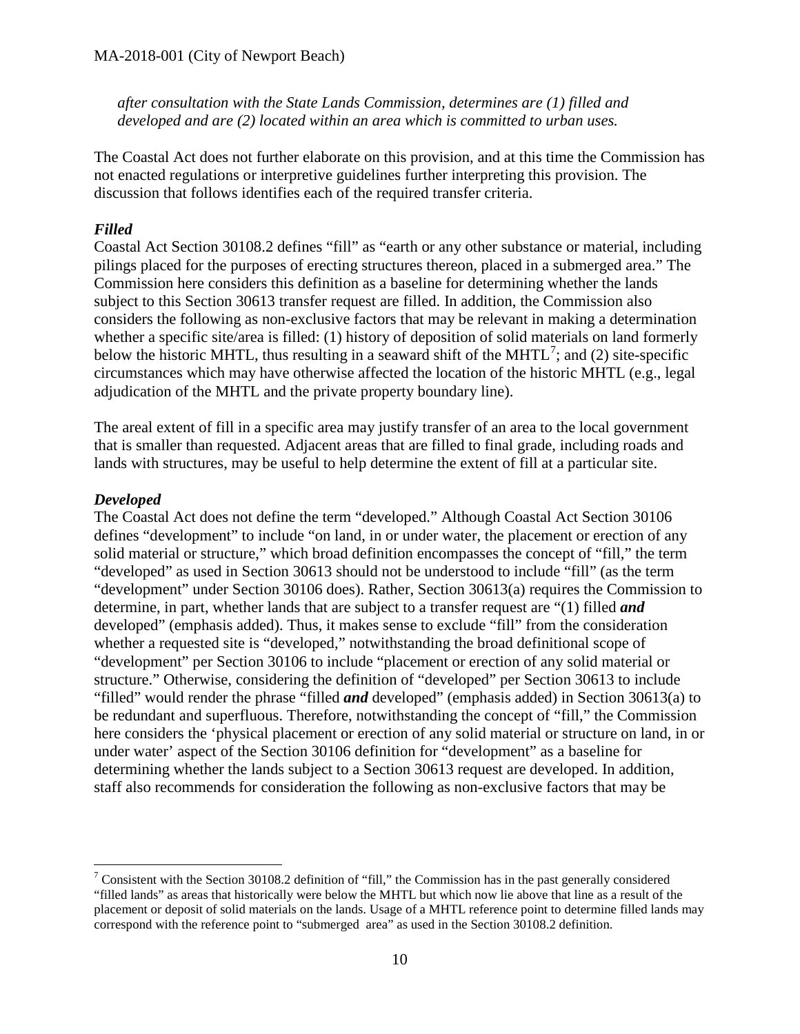*after consultation with the State Lands Commission, determines are (1) filled and developed and are (2) located within an area which is committed to urban uses.*

The Coastal Act does not further elaborate on this provision, and at this time the Commission has not enacted regulations or interpretive guidelines further interpreting this provision. The discussion that follows identifies each of the required transfer criteria.

***Filled***

Coastal Act Section 30108.2 defines "fill" as "earth or any other substance or material, including pilings placed for the purposes of erecting structures thereon, placed in a submerged area." The Commission here considers this definition as a baseline for determining whether the lands subject to this Section 30613 transfer request are filled. In addition, the Commission also considers the following as non-exclusive factors that may be relevant in making a determination whether a specific site/area is filled: (1) history of deposition of solid materials on land formerly below the historic MHTL, thus resulting in a seaward shift of the MHTL[7]; and (2) site-specific circumstances which may have otherwise affected the location of the historic MHTL (e.g., legal adjudication of the MHTL and the private property boundary line).

The areal extent of fill in a specific area may justify transfer of an area to the local government that is smaller than requested. Adjacent areas that are filled to final grade, including roads and lands with structures, may be useful to help determine the extent of fill at a particular site.

***Developed***

The Coastal Act does not define the term "developed." Although Coastal Act Section 30106 defines "development" to include "on land, in or under water, the placement or erection of any solid material or structure," which broad definition encompasses the concept of "fill," the term "developed" as used in Section 30613 should not be understood to include "fill" (as the term "development" under Section 30106 does). Rather, Section 30613(a) requires the Commission to determine, in part, whether lands that are subject to a transfer request are "(1) filled ***and*** developed" (emphasis added). Thus, it makes sense to exclude "fill" from the consideration whether a requested site is "developed," notwithstanding the broad definitional scope of "development" per Section 30106 to include "placement or erection of any solid material or structure." Otherwise, considering the definition of "developed" per Section 30613 to include "filled" would render the phrase "filled ***and*** developed" (emphasis added) in Section 30613(a) to be redundant and superfluous. Therefore, notwithstanding the concept of "fill," the Commission here considers the 'physical placement or erection of any solid material or structure on land, in or under water' aspect of the Section 30106 definition for "development" as a baseline for determining whether the lands subject to a Section 30613 request are developed. In addition, staff also recommends for consideration the following as non-exclusive factors that may be

---

[7] Consistent with the Section 30108.2 definition of "fill," the Commission has in the past generally considered "filled lands" as areas that historically were below the MHTL but which now lie above that line as a result of the placement or deposit of solid materials on the lands. Usage of a MHTL reference point to determine filled lands may correspond with the reference point to "submerged area" as used in the Section 30108.2 definition.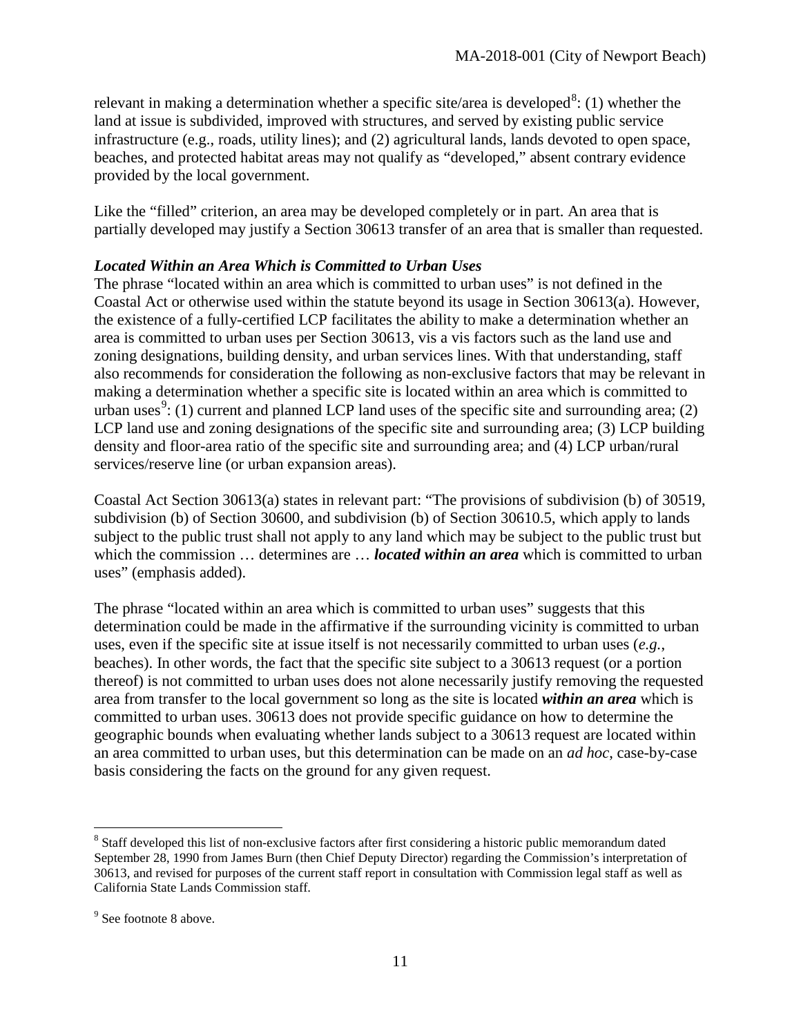relevant in making a determination whether a specific site/area is developed[8]: (1) whether the land at issue is subdivided, improved with structures, and served by existing public service infrastructure (e.g., roads, utility lines); and (2) agricultural lands, lands devoted to open space, beaches, and protected habitat areas may not qualify as "developed," absent contrary evidence provided by the local government.

Like the "filled" criterion, an area may be developed completely or in part. An area that is partially developed may justify a Section 30613 transfer of an area that is smaller than requested.

### *Located Within an Area Which is Committed to Urban Uses*

The phrase "located within an area which is committed to urban uses" is not defined in the Coastal Act or otherwise used within the statute beyond its usage in Section 30613(a). However, the existence of a fully-certified LCP facilitates the ability to make a determination whether an area is committed to urban uses per Section 30613, vis a vis factors such as the land use and zoning designations, building density, and urban services lines. With that understanding, staff also recommends for consideration the following as non-exclusive factors that may be relevant in making a determination whether a specific site is located within an area which is committed to urban uses[9]: (1) current and planned LCP land uses of the specific site and surrounding area; (2) LCP land use and zoning designations of the specific site and surrounding area; (3) LCP building density and floor-area ratio of the specific site and surrounding area; and (4) LCP urban/rural services/reserve line (or urban expansion areas).

Coastal Act Section 30613(a) states in relevant part: "The provisions of subdivision (b) of 30519, subdivision (b) of Section 30600, and subdivision (b) of Section 30610.5, which apply to lands subject to the public trust shall not apply to any land which may be subject to the public trust but which the commission … determines are … ***located within an area*** which is committed to urban uses" (emphasis added).

The phrase "located within an area which is committed to urban uses" suggests that this determination could be made in the affirmative if the surrounding vicinity is committed to urban uses, even if the specific site at issue itself is not necessarily committed to urban uses (*e.g.*, beaches). In other words, the fact that the specific site subject to a 30613 request (or a portion thereof) is not committed to urban uses does not alone necessarily justify removing the requested area from transfer to the local government so long as the site is located ***within an area*** which is committed to urban uses. 30613 does not provide specific guidance on how to determine the geographic bounds when evaluating whether lands subject to a 30613 request are located within an area committed to urban uses, but this determination can be made on an *ad hoc*, case-by-case basis considering the facts on the ground for any given request.

---

[8] Staff developed this list of non-exclusive factors after first considering a historic public memorandum dated September 28, 1990 from James Burn (then Chief Deputy Director) regarding the Commission's interpretation of 30613, and revised for purposes of the current staff report in consultation with Commission legal staff as well as California State Lands Commission staff.

[9] See footnote 8 above.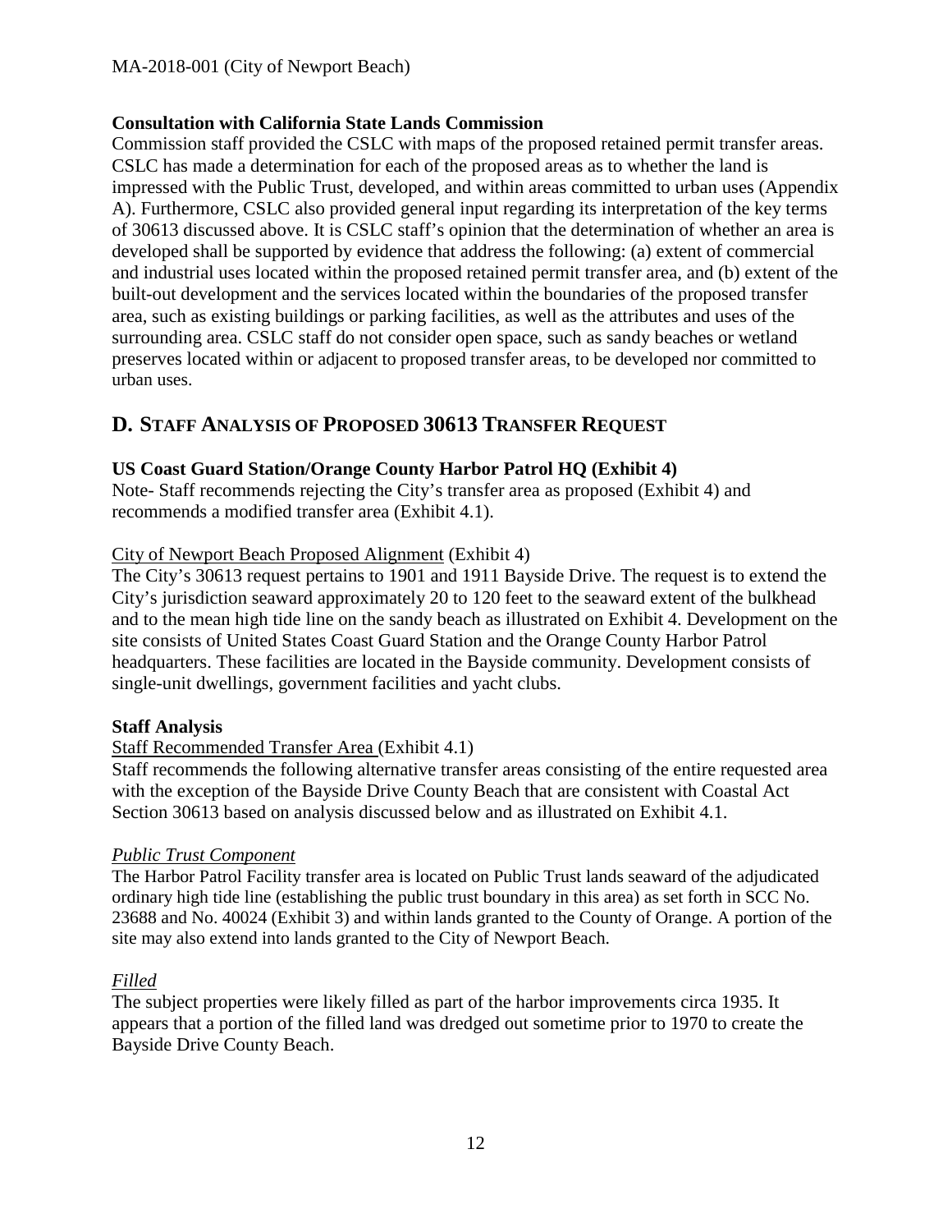**Consultation with California State Lands Commission**

Commission staff provided the CSLC with maps of the proposed retained permit transfer areas. CSLC has made a determination for each of the proposed areas as to whether the land is impressed with the Public Trust, developed, and within areas committed to urban uses (Appendix A). Furthermore, CSLC also provided general input regarding its interpretation of the key terms of 30613 discussed above. It is CSLC staff's opinion that the determination of whether an area is developed shall be supported by evidence that address the following: (a) extent of commercial and industrial uses located within the proposed retained permit transfer area, and (b) extent of the built-out development and the services located within the boundaries of the proposed transfer area, such as existing buildings or parking facilities, as well as the attributes and uses of the surrounding area. CSLC staff do not consider open space, such as sandy beaches or wetland preserves located within or adjacent to proposed transfer areas, to be developed nor committed to urban uses.

## D. Staff Analysis of Proposed 30613 Transfer Request

**US Coast Guard Station/Orange County Harbor Patrol HQ (Exhibit 4)**

Note- Staff recommends rejecting the City's transfer area as proposed (Exhibit 4) and recommends a modified transfer area (Exhibit 4.1).

City of Newport Beach Proposed Alignment (Exhibit 4)

The City's 30613 request pertains to 1901 and 1911 Bayside Drive. The request is to extend the City's jurisdiction seaward approximately 20 to 120 feet to the seaward extent of the bulkhead and to the mean high tide line on the sandy beach as illustrated on Exhibit 4. Development on the site consists of United States Coast Guard Station and the Orange County Harbor Patrol headquarters. These facilities are located in the Bayside community. Development consists of single-unit dwellings, government facilities and yacht clubs.

**Staff Analysis**

Staff Recommended Transfer Area (Exhibit 4.1)

Staff recommends the following alternative transfer areas consisting of the entire requested area with the exception of the Bayside Drive County Beach that are consistent with Coastal Act Section 30613 based on analysis discussed below and as illustrated on Exhibit 4.1.

*Public Trust Component*

The Harbor Patrol Facility transfer area is located on Public Trust lands seaward of the adjudicated ordinary high tide line (establishing the public trust boundary in this area) as set forth in SCC No. 23688 and No. 40024 (Exhibit 3) and within lands granted to the County of Orange. A portion of the site may also extend into lands granted to the City of Newport Beach.

*Filled*

The subject properties were likely filled as part of the harbor improvements circa 1935. It appears that a portion of the filled land was dredged out sometime prior to 1970 to create the Bayside Drive County Beach.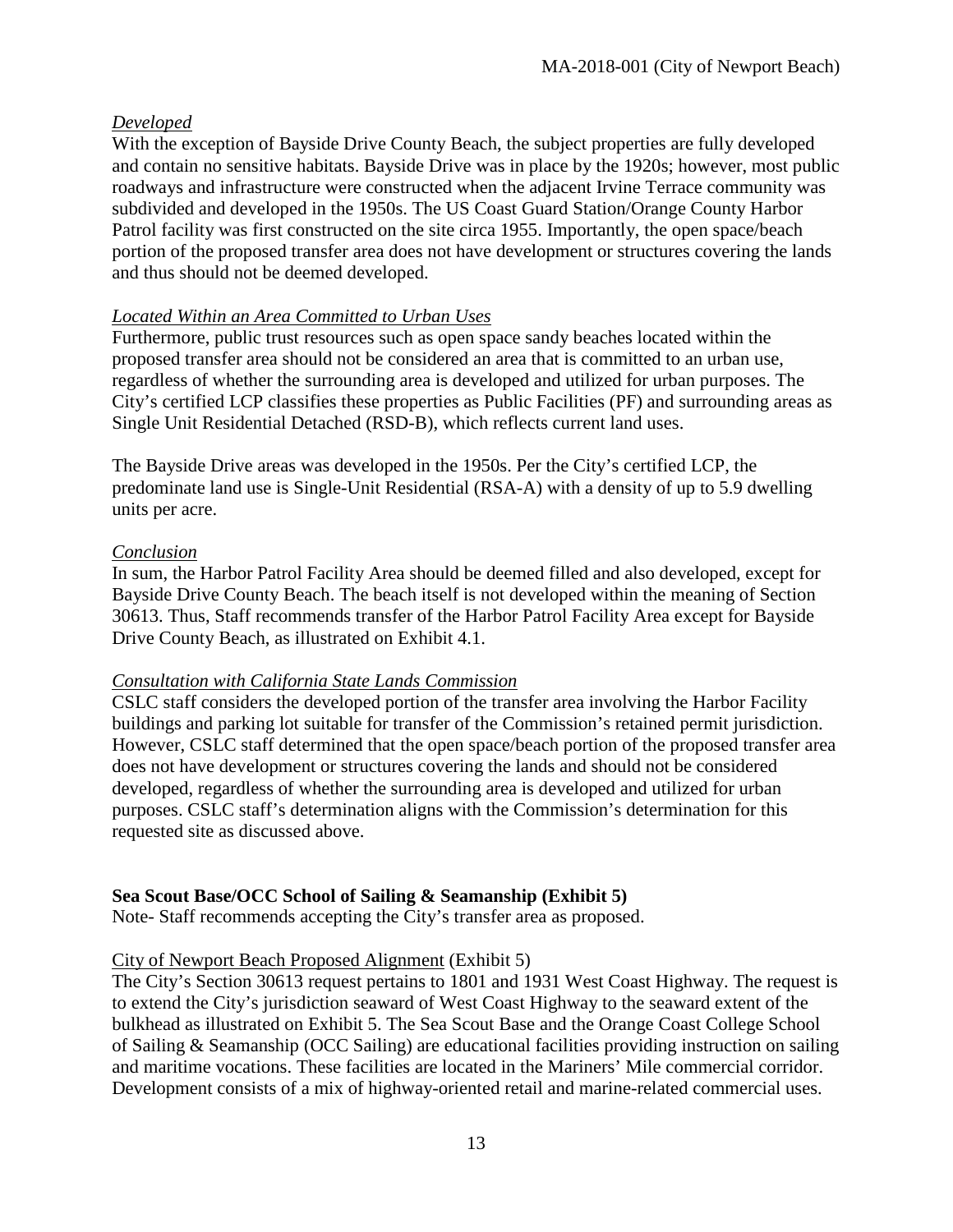*Developed*

With the exception of Bayside Drive County Beach, the subject properties are fully developed and contain no sensitive habitats. Bayside Drive was in place by the 1920s; however, most public roadways and infrastructure were constructed when the adjacent Irvine Terrace community was subdivided and developed in the 1950s. The US Coast Guard Station/Orange County Harbor Patrol facility was first constructed on the site circa 1955. Importantly, the open space/beach portion of the proposed transfer area does not have development or structures covering the lands and thus should not be deemed developed.

*Located Within an Area Committed to Urban Uses*

Furthermore, public trust resources such as open space sandy beaches located within the proposed transfer area should not be considered an area that is committed to an urban use, regardless of whether the surrounding area is developed and utilized for urban purposes. The City's certified LCP classifies these properties as Public Facilities (PF) and surrounding areas as Single Unit Residential Detached (RSD-B), which reflects current land uses.

The Bayside Drive areas was developed in the 1950s. Per the City's certified LCP, the predominate land use is Single-Unit Residential (RSA-A) with a density of up to 5.9 dwelling units per acre.

*Conclusion*

In sum, the Harbor Patrol Facility Area should be deemed filled and also developed, except for Bayside Drive County Beach. The beach itself is not developed within the meaning of Section 30613. Thus, Staff recommends transfer of the Harbor Patrol Facility Area except for Bayside Drive County Beach, as illustrated on Exhibit 4.1.

*Consultation with California State Lands Commission*

CSLC staff considers the developed portion of the transfer area involving the Harbor Facility buildings and parking lot suitable for transfer of the Commission's retained permit jurisdiction. However, CSLC staff determined that the open space/beach portion of the proposed transfer area does not have development or structures covering the lands and should not be considered developed, regardless of whether the surrounding area is developed and utilized for urban purposes. CSLC staff's determination aligns with the Commission's determination for this requested site as discussed above.

**Sea Scout Base/OCC School of Sailing & Seamanship (Exhibit 5)**

Note- Staff recommends accepting the City's transfer area as proposed.

City of Newport Beach Proposed Alignment (Exhibit 5)

The City's Section 30613 request pertains to 1801 and 1931 West Coast Highway. The request is to extend the City's jurisdiction seaward of West Coast Highway to the seaward extent of the bulkhead as illustrated on Exhibit 5. The Sea Scout Base and the Orange Coast College School of Sailing & Seamanship (OCC Sailing) are educational facilities providing instruction on sailing and maritime vocations. These facilities are located in the Mariners' Mile commercial corridor. Development consists of a mix of highway-oriented retail and marine-related commercial uses.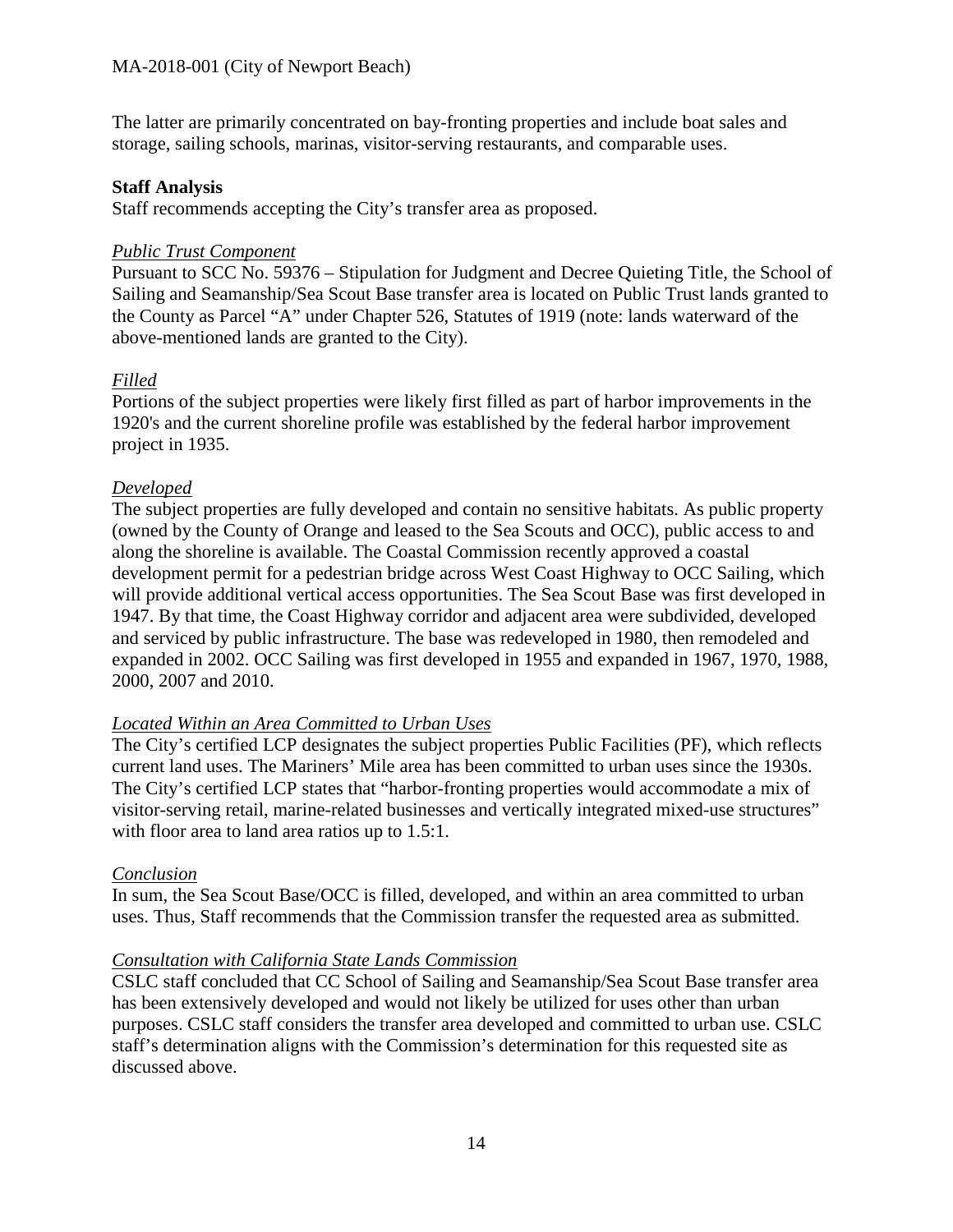The latter are primarily concentrated on bay-fronting properties and include boat sales and storage, sailing schools, marinas, visitor-serving restaurants, and comparable uses.

**Staff Analysis**

Staff recommends accepting the City's transfer area as proposed.

*Public Trust Component*

Pursuant to SCC No. 59376 – Stipulation for Judgment and Decree Quieting Title, the School of Sailing and Seamanship/Sea Scout Base transfer area is located on Public Trust lands granted to the County as Parcel "A" under Chapter 526, Statutes of 1919 (note: lands waterward of the above-mentioned lands are granted to the City).

*Filled*

Portions of the subject properties were likely first filled as part of harbor improvements in the 1920's and the current shoreline profile was established by the federal harbor improvement project in 1935.

*Developed*

The subject properties are fully developed and contain no sensitive habitats. As public property (owned by the County of Orange and leased to the Sea Scouts and OCC), public access to and along the shoreline is available. The Coastal Commission recently approved a coastal development permit for a pedestrian bridge across West Coast Highway to OCC Sailing, which will provide additional vertical access opportunities. The Sea Scout Base was first developed in 1947. By that time, the Coast Highway corridor and adjacent area were subdivided, developed and serviced by public infrastructure. The base was redeveloped in 1980, then remodeled and expanded in 2002. OCC Sailing was first developed in 1955 and expanded in 1967, 1970, 1988, 2000, 2007 and 2010.

*Located Within an Area Committed to Urban Uses*

The City's certified LCP designates the subject properties Public Facilities (PF), which reflects current land uses. The Mariners' Mile area has been committed to urban uses since the 1930s. The City's certified LCP states that "harbor-fronting properties would accommodate a mix of visitor-serving retail, marine-related businesses and vertically integrated mixed-use structures" with floor area to land area ratios up to 1.5:1.

*Conclusion*

In sum, the Sea Scout Base/OCC is filled, developed, and within an area committed to urban uses. Thus, Staff recommends that the Commission transfer the requested area as submitted.

*Consultation with California State Lands Commission*

CSLC staff concluded that CC School of Sailing and Seamanship/Sea Scout Base transfer area has been extensively developed and would not likely be utilized for uses other than urban purposes. CSLC staff considers the transfer area developed and committed to urban use. CSLC staff's determination aligns with the Commission's determination for this requested site as discussed above.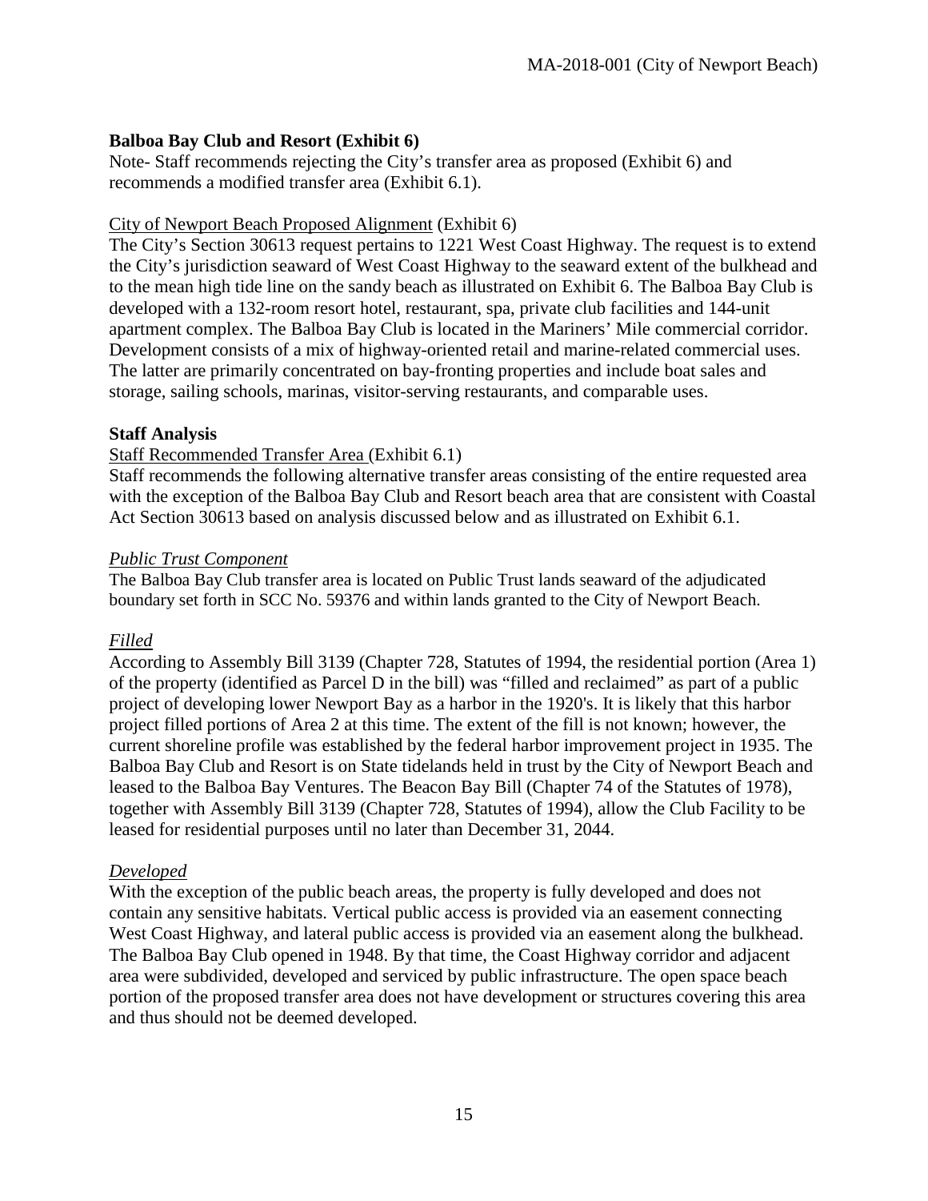**Balboa Bay Club and Resort (Exhibit 6)**

Note- Staff recommends rejecting the City's transfer area as proposed (Exhibit 6) and recommends a modified transfer area (Exhibit 6.1).

City of Newport Beach Proposed Alignment (Exhibit 6)

The City's Section 30613 request pertains to 1221 West Coast Highway. The request is to extend the City's jurisdiction seaward of West Coast Highway to the seaward extent of the bulkhead and to the mean high tide line on the sandy beach as illustrated on Exhibit 6. The Balboa Bay Club is developed with a 132-room resort hotel, restaurant, spa, private club facilities and 144-unit apartment complex. The Balboa Bay Club is located in the Mariners' Mile commercial corridor. Development consists of a mix of highway-oriented retail and marine-related commercial uses. The latter are primarily concentrated on bay-fronting properties and include boat sales and storage, sailing schools, marinas, visitor-serving restaurants, and comparable uses.

**Staff Analysis**

Staff Recommended Transfer Area (Exhibit 6.1)

Staff recommends the following alternative transfer areas consisting of the entire requested area with the exception of the Balboa Bay Club and Resort beach area that are consistent with Coastal Act Section 30613 based on analysis discussed below and as illustrated on Exhibit 6.1.

*Public Trust Component*

The Balboa Bay Club transfer area is located on Public Trust lands seaward of the adjudicated boundary set forth in SCC No. 59376 and within lands granted to the City of Newport Beach.

*Filled*

According to Assembly Bill 3139 (Chapter 728, Statutes of 1994, the residential portion (Area 1) of the property (identified as Parcel D in the bill) was "filled and reclaimed" as part of a public project of developing lower Newport Bay as a harbor in the 1920's. It is likely that this harbor project filled portions of Area 2 at this time. The extent of the fill is not known; however, the current shoreline profile was established by the federal harbor improvement project in 1935. The Balboa Bay Club and Resort is on State tidelands held in trust by the City of Newport Beach and leased to the Balboa Bay Ventures. The Beacon Bay Bill (Chapter 74 of the Statutes of 1978), together with Assembly Bill 3139 (Chapter 728, Statutes of 1994), allow the Club Facility to be leased for residential purposes until no later than December 31, 2044.

*Developed*

With the exception of the public beach areas, the property is fully developed and does not contain any sensitive habitats. Vertical public access is provided via an easement connecting West Coast Highway, and lateral public access is provided via an easement along the bulkhead. The Balboa Bay Club opened in 1948. By that time, the Coast Highway corridor and adjacent area were subdivided, developed and serviced by public infrastructure. The open space beach portion of the proposed transfer area does not have development or structures covering this area and thus should not be deemed developed.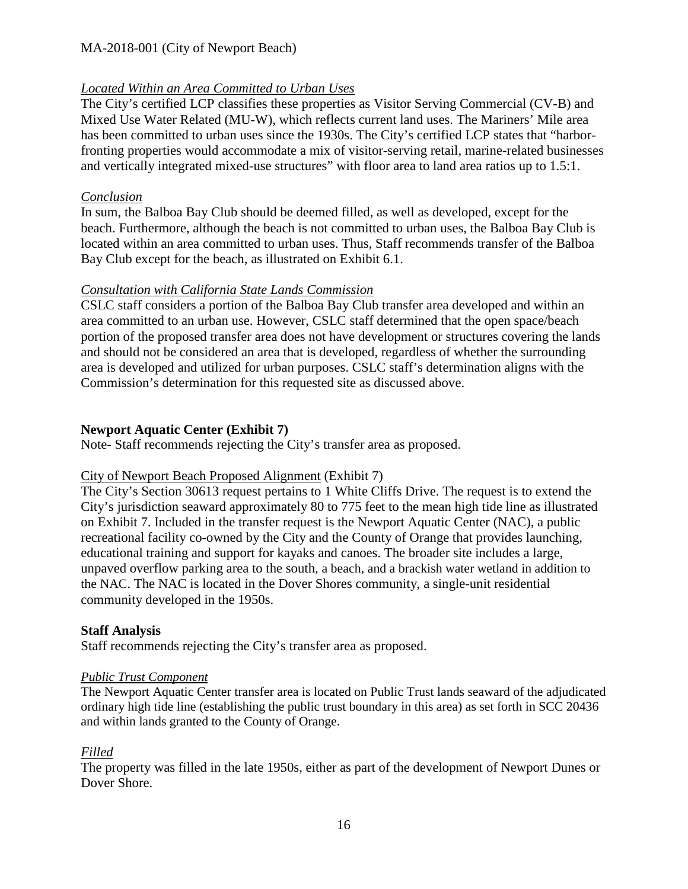*Located Within an Area Committed to Urban Uses*

The City's certified LCP classifies these properties as Visitor Serving Commercial (CV-B) and Mixed Use Water Related (MU-W), which reflects current land uses. The Mariners' Mile area has been committed to urban uses since the 1930s. The City's certified LCP states that "harbor-fronting properties would accommodate a mix of visitor-serving retail, marine-related businesses and vertically integrated mixed-use structures" with floor area to land area ratios up to 1.5:1.

*Conclusion*

In sum, the Balboa Bay Club should be deemed filled, as well as developed, except for the beach. Furthermore, although the beach is not committed to urban uses, the Balboa Bay Club is located within an area committed to urban uses. Thus, Staff recommends transfer of the Balboa Bay Club except for the beach, as illustrated on Exhibit 6.1.

*Consultation with California State Lands Commission*

CSLC staff considers a portion of the Balboa Bay Club transfer area developed and within an area committed to an urban use. However, CSLC staff determined that the open space/beach portion of the proposed transfer area does not have development or structures covering the lands and should not be considered an area that is developed, regardless of whether the surrounding area is developed and utilized for urban purposes. CSLC staff's determination aligns with the Commission's determination for this requested site as discussed above.

**Newport Aquatic Center (Exhibit 7)**

Note- Staff recommends rejecting the City's transfer area as proposed.

City of Newport Beach Proposed Alignment (Exhibit 7)

The City's Section 30613 request pertains to 1 White Cliffs Drive. The request is to extend the City's jurisdiction seaward approximately 80 to 775 feet to the mean high tide line as illustrated on Exhibit 7. Included in the transfer request is the Newport Aquatic Center (NAC), a public recreational facility co-owned by the City and the County of Orange that provides launching, educational training and support for kayaks and canoes. The broader site includes a large, unpaved overflow parking area to the south, a beach, and a brackish water wetland in addition to the NAC. The NAC is located in the Dover Shores community, a single-unit residential community developed in the 1950s.

**Staff Analysis**

Staff recommends rejecting the City's transfer area as proposed.

*Public Trust Component*

The Newport Aquatic Center transfer area is located on Public Trust lands seaward of the adjudicated ordinary high tide line (establishing the public trust boundary in this area) as set forth in SCC 20436 and within lands granted to the County of Orange.

*Filled*

The property was filled in the late 1950s, either as part of the development of Newport Dunes or Dover Shore.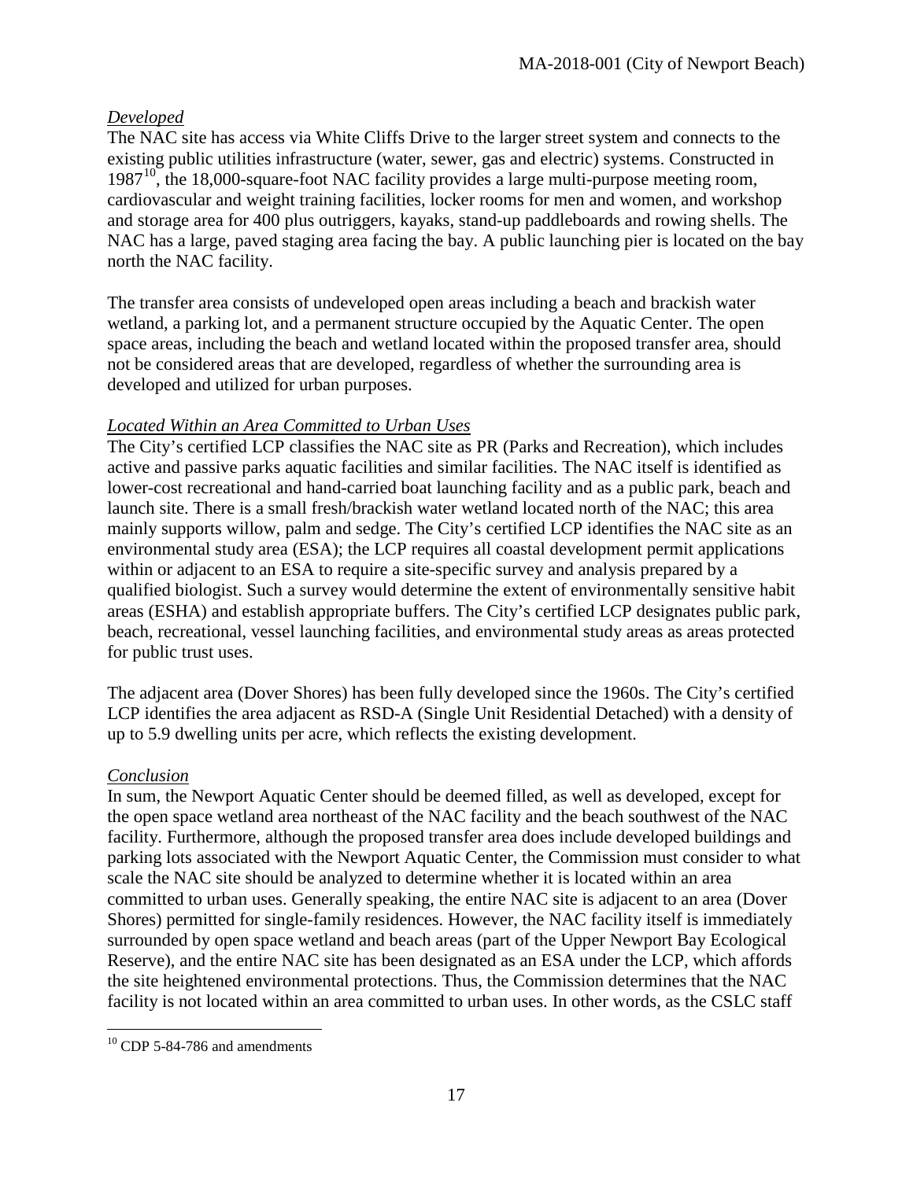*Developed*

The NAC site has access via White Cliffs Drive to the larger street system and connects to the existing public utilities infrastructure (water, sewer, gas and electric) systems. Constructed in 1987[10], the 18,000-square-foot NAC facility provides a large multi-purpose meeting room, cardiovascular and weight training facilities, locker rooms for men and women, and workshop and storage area for 400 plus outriggers, kayaks, stand-up paddleboards and rowing shells. The NAC has a large, paved staging area facing the bay. A public launching pier is located on the bay north the NAC facility.

The transfer area consists of undeveloped open areas including a beach and brackish water wetland, a parking lot, and a permanent structure occupied by the Aquatic Center. The open space areas, including the beach and wetland located within the proposed transfer area, should not be considered areas that are developed, regardless of whether the surrounding area is developed and utilized for urban purposes.

*Located Within an Area Committed to Urban Uses*

The City's certified LCP classifies the NAC site as PR (Parks and Recreation), which includes active and passive parks aquatic facilities and similar facilities. The NAC itself is identified as lower-cost recreational and hand-carried boat launching facility and as a public park, beach and launch site. There is a small fresh/brackish water wetland located north of the NAC; this area mainly supports willow, palm and sedge. The City's certified LCP identifies the NAC site as an environmental study area (ESA); the LCP requires all coastal development permit applications within or adjacent to an ESA to require a site-specific survey and analysis prepared by a qualified biologist. Such a survey would determine the extent of environmentally sensitive habit areas (ESHA) and establish appropriate buffers. The City's certified LCP designates public park, beach, recreational, vessel launching facilities, and environmental study areas as areas protected for public trust uses.

The adjacent area (Dover Shores) has been fully developed since the 1960s. The City's certified LCP identifies the area adjacent as RSD-A (Single Unit Residential Detached) with a density of up to 5.9 dwelling units per acre, which reflects the existing development.

*Conclusion*

In sum, the Newport Aquatic Center should be deemed filled, as well as developed, except for the open space wetland area northeast of the NAC facility and the beach southwest of the NAC facility. Furthermore, although the proposed transfer area does include developed buildings and parking lots associated with the Newport Aquatic Center, the Commission must consider to what scale the NAC site should be analyzed to determine whether it is located within an area committed to urban uses. Generally speaking, the entire NAC site is adjacent to an area (Dover Shores) permitted for single-family residences. However, the NAC facility itself is immediately surrounded by open space wetland and beach areas (part of the Upper Newport Bay Ecological Reserve), and the entire NAC site has been designated as an ESA under the LCP, which affords the site heightened environmental protections. Thus, the Commission determines that the NAC facility is not located within an area committed to urban uses. In other words, as the CSLC staff

[10] CDP 5-84-786 and amendments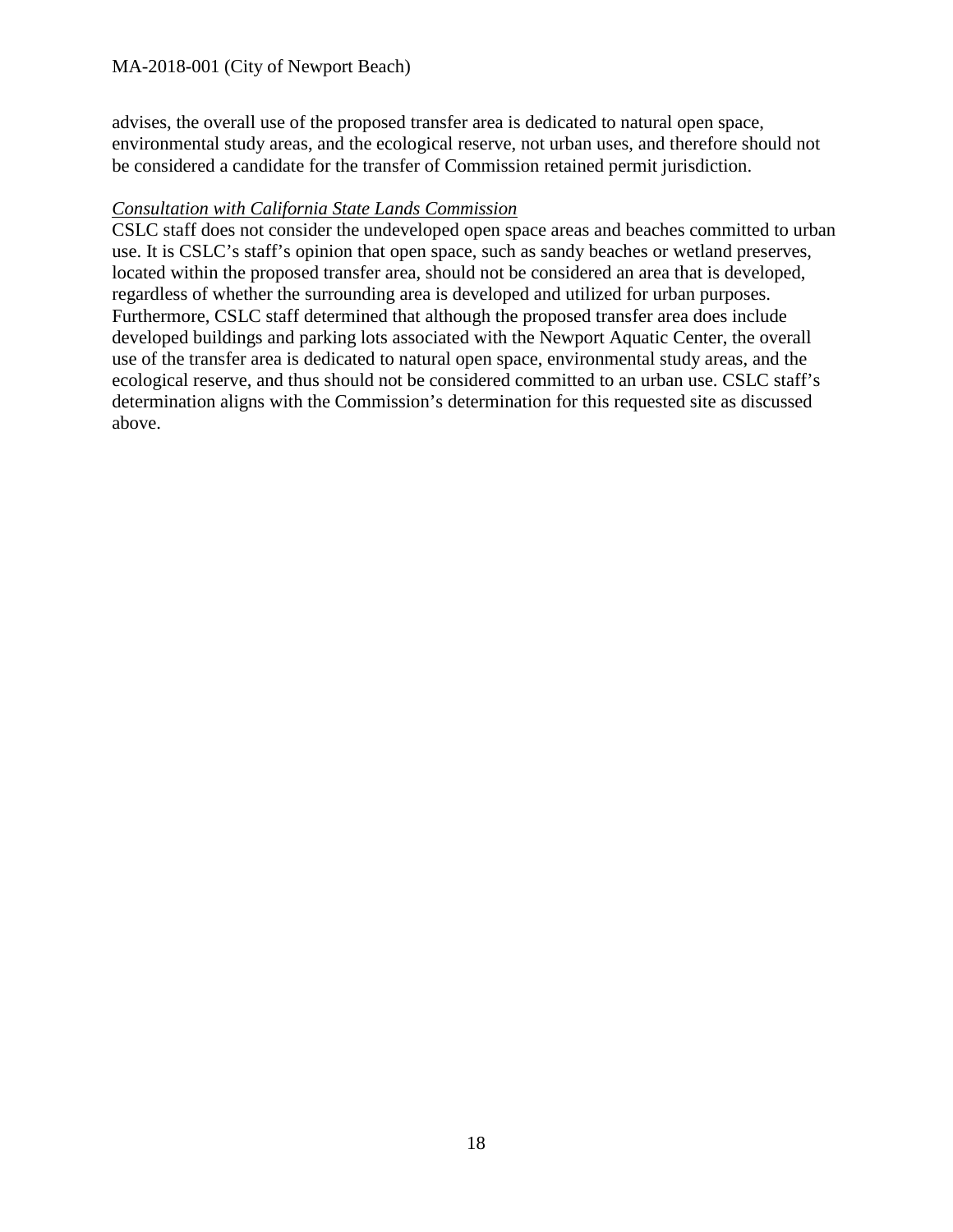advises, the overall use of the proposed transfer area is dedicated to natural open space, environmental study areas, and the ecological reserve, not urban uses, and therefore should not be considered a candidate for the transfer of Commission retained permit jurisdiction.

*Consultation with California State Lands Commission*

CSLC staff does not consider the undeveloped open space areas and beaches committed to urban use. It is CSLC's staff's opinion that open space, such as sandy beaches or wetland preserves, located within the proposed transfer area, should not be considered an area that is developed, regardless of whether the surrounding area is developed and utilized for urban purposes. Furthermore, CSLC staff determined that although the proposed transfer area does include developed buildings and parking lots associated with the Newport Aquatic Center, the overall use of the transfer area is dedicated to natural open space, environmental study areas, and the ecological reserve, and thus should not be considered committed to an urban use. CSLC staff's determination aligns with the Commission's determination for this requested site as discussed above.